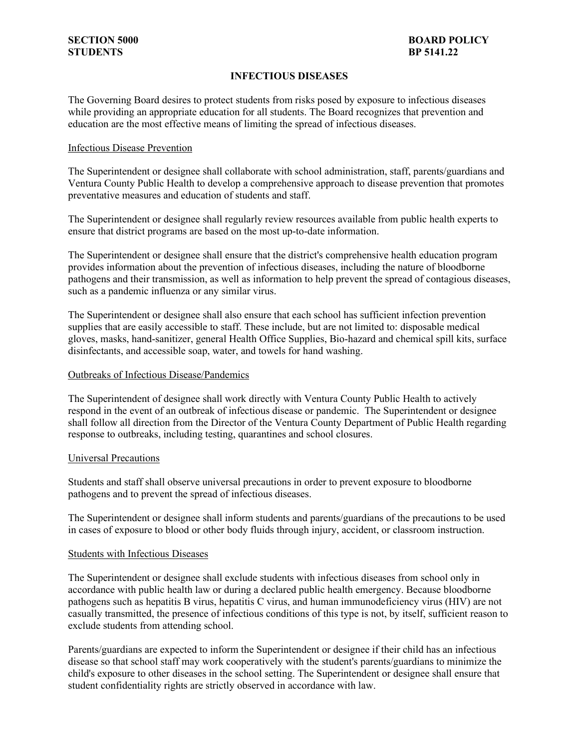**SECTION 5000**
**STUDENTS**

**BOARD POLICY**
**BP 5141.22**

# INFECTIOUS DISEASES

The Governing Board desires to protect students from risks posed by exposure to infectious diseases while providing an appropriate education for all students. The Board recognizes that prevention and education are the most effective means of limiting the spread of infectious diseases.

## Infectious Disease Prevention

The Superintendent or designee shall collaborate with school administration, staff, parents/guardians and Ventura County Public Health to develop a comprehensive approach to disease prevention that promotes preventative measures and education of students and staff.

The Superintendent or designee shall regularly review resources available from public health experts to ensure that district programs are based on the most up-to-date information.

The Superintendent or designee shall ensure that the district's comprehensive health education program provides information about the prevention of infectious diseases, including the nature of bloodborne pathogens and their transmission, as well as information to help prevent the spread of contagious diseases, such as a pandemic influenza or any similar virus.

The Superintendent or designee shall also ensure that each school has sufficient infection prevention supplies that are easily accessible to staff. These include, but are not limited to: disposable medical gloves, masks, hand-sanitizer, general Health Office Supplies, Bio-hazard and chemical spill kits, surface disinfectants, and accessible soap, water, and towels for hand washing.

## Outbreaks of Infectious Disease/Pandemics

The Superintendent of designee shall work directly with Ventura County Public Health to actively respond in the event of an outbreak of infectious disease or pandemic. The Superintendent or designee shall follow all direction from the Director of the Ventura County Department of Public Health regarding response to outbreaks, including testing, quarantines and school closures.

## Universal Precautions

Students and staff shall observe universal precautions in order to prevent exposure to bloodborne pathogens and to prevent the spread of infectious diseases.

The Superintendent or designee shall inform students and parents/guardians of the precautions to be used in cases of exposure to blood or other body fluids through injury, accident, or classroom instruction.

## Students with Infectious Diseases

The Superintendent or designee shall exclude students with infectious diseases from school only in accordance with public health law or during a declared public health emergency. Because bloodborne pathogens such as hepatitis B virus, hepatitis C virus, and human immunodeficiency virus (HIV) are not casually transmitted, the presence of infectious conditions of this type is not, by itself, sufficient reason to exclude students from attending school.

Parents/guardians are expected to inform the Superintendent or designee if their child has an infectious disease so that school staff may work cooperatively with the student's parents/guardians to minimize the child's exposure to other diseases in the school setting. The Superintendent or designee shall ensure that student confidentiality rights are strictly observed in accordance with law.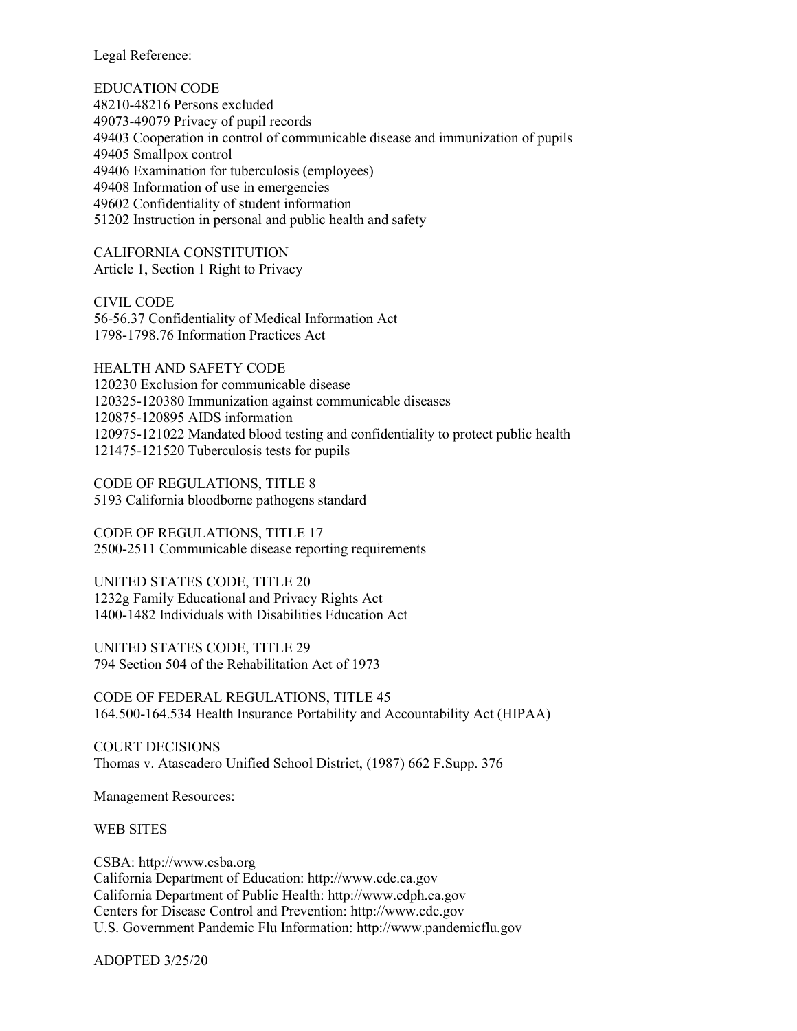Legal Reference:

EDUCATION CODE
48210-48216 Persons excluded
49073-49079 Privacy of pupil records
49403 Cooperation in control of communicable disease and immunization of pupils
49405 Smallpox control
49406 Examination for tuberculosis (employees)
49408 Information of use in emergencies
49602 Confidentiality of student information
51202 Instruction in personal and public health and safety

CALIFORNIA CONSTITUTION
Article 1, Section 1 Right to Privacy

CIVIL CODE
56-56.37 Confidentiality of Medical Information Act
1798-1798.76 Information Practices Act

HEALTH AND SAFETY CODE
120230 Exclusion for communicable disease
120325-120380 Immunization against communicable diseases
120875-120895 AIDS information
120975-121022 Mandated blood testing and confidentiality to protect public health
121475-121520 Tuberculosis tests for pupils

CODE OF REGULATIONS, TITLE 8
5193 California bloodborne pathogens standard

CODE OF REGULATIONS, TITLE 17
2500-2511 Communicable disease reporting requirements

UNITED STATES CODE, TITLE 20
1232g Family Educational and Privacy Rights Act
1400-1482 Individuals with Disabilities Education Act

UNITED STATES CODE, TITLE 29
794 Section 504 of the Rehabilitation Act of 1973

CODE OF FEDERAL REGULATIONS, TITLE 45
164.500-164.534 Health Insurance Portability and Accountability Act (HIPAA)

COURT DECISIONS
Thomas v. Atascadero Unified School District, (1987) 662 F.Supp. 376

Management Resources:

WEB SITES

CSBA: http://www.csba.org
California Department of Education: http://www.cde.ca.gov
California Department of Public Health: http://www.cdph.ca.gov
Centers for Disease Control and Prevention: http://www.cdc.gov
U.S. Government Pandemic Flu Information: http://www.pandemicflu.gov

ADOPTED 3/25/20